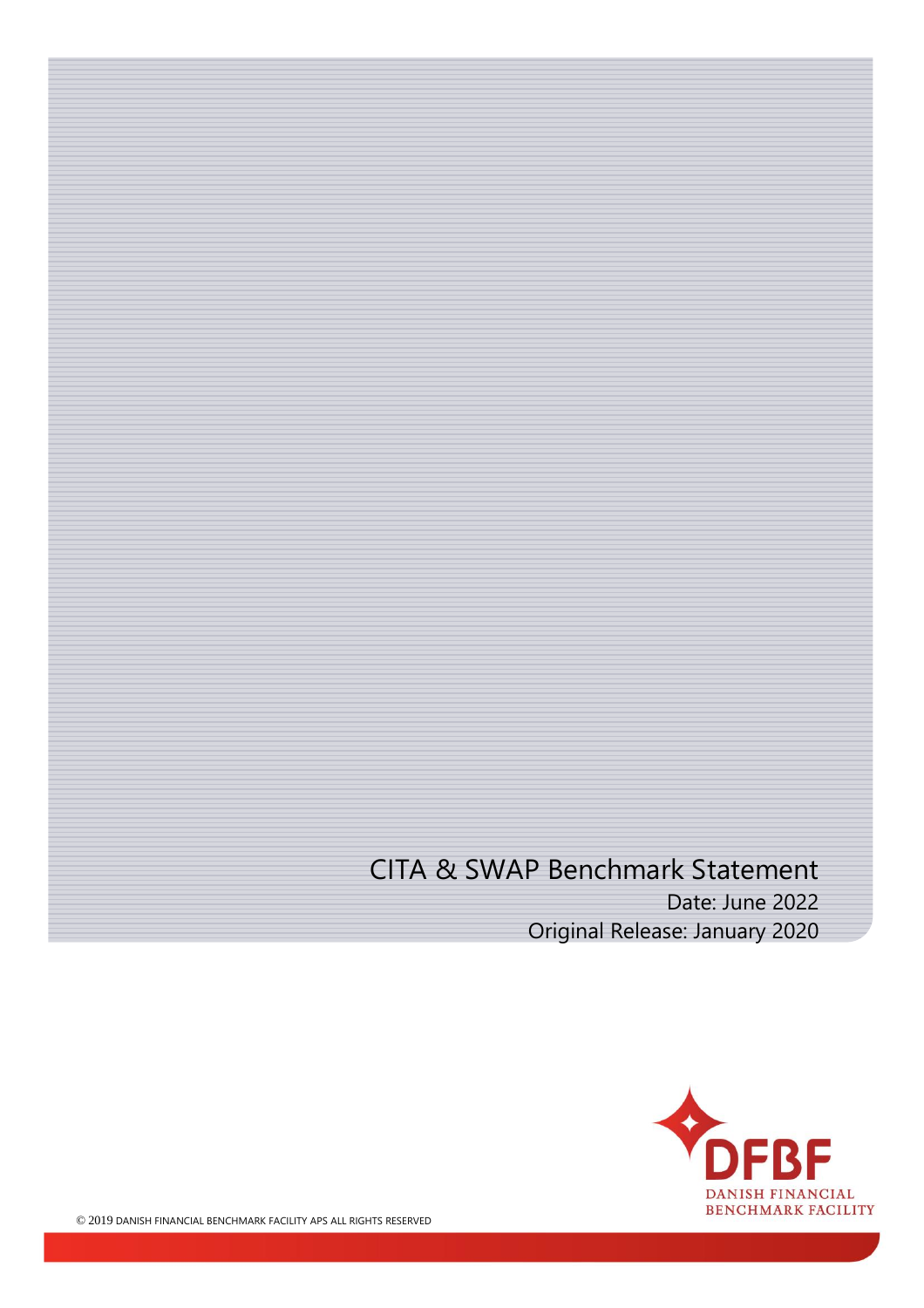# CITA & SWAP Benchmark Statement

Date: June 2022

Original Release: January 2020

DFBF

DANISH FINANCIAL BENCHMARK FACILITY

© 2019 DANISH FINANCIAL BENCHMARK FACILITY APS ALL RIGHTS RESERVED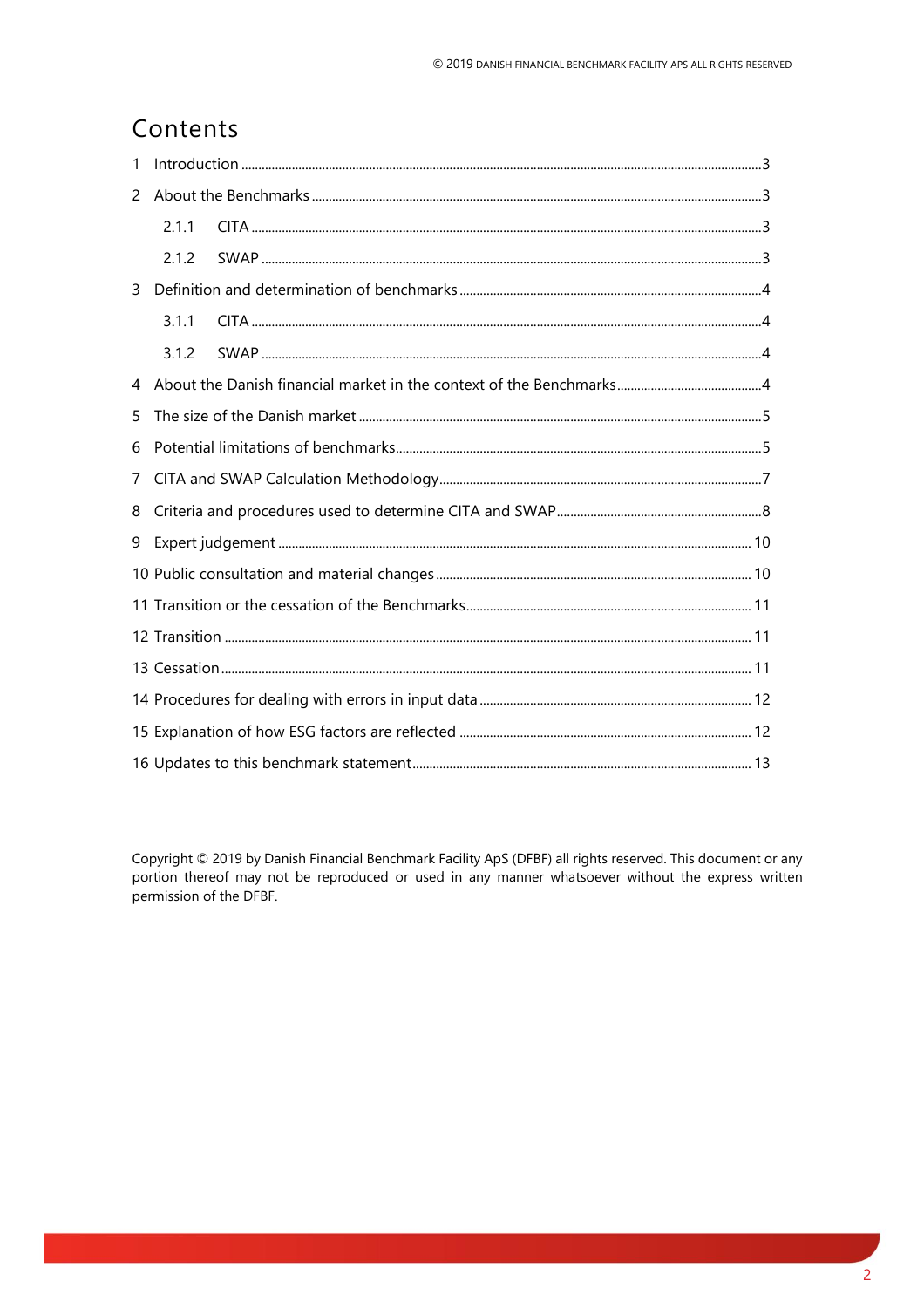# Contents

1 Introduction ......3

2 About the Benchmarks ......3

  2.1.1 CITA ......3

  2.1.2 SWAP ......3

3 Definition and determination of benchmarks ......4

  3.1.1 CITA ......4

  3.1.2 SWAP ......4

4 About the Danish financial market in the context of the Benchmarks ......4

5 The size of the Danish market ......5

6 Potential limitations of benchmarks ......5

7 CITA and SWAP Calculation Methodology ......7

8 Criteria and procedures used to determine CITA and SWAP ......8

9 Expert judgement ......10

10 Public consultation and material changes ......10

11 Transition or the cessation of the Benchmarks ......11

12 Transition ......11

13 Cessation ......11

14 Procedures for dealing with errors in input data ......12

15 Explanation of how ESG factors are reflected ......12

16 Updates to this benchmark statement ......13

Copyright © 2019 by Danish Financial Benchmark Facility ApS (DFBF) all rights reserved. This document or any portion thereof may not be reproduced or used in any manner whatsoever without the express written permission of the DFBF.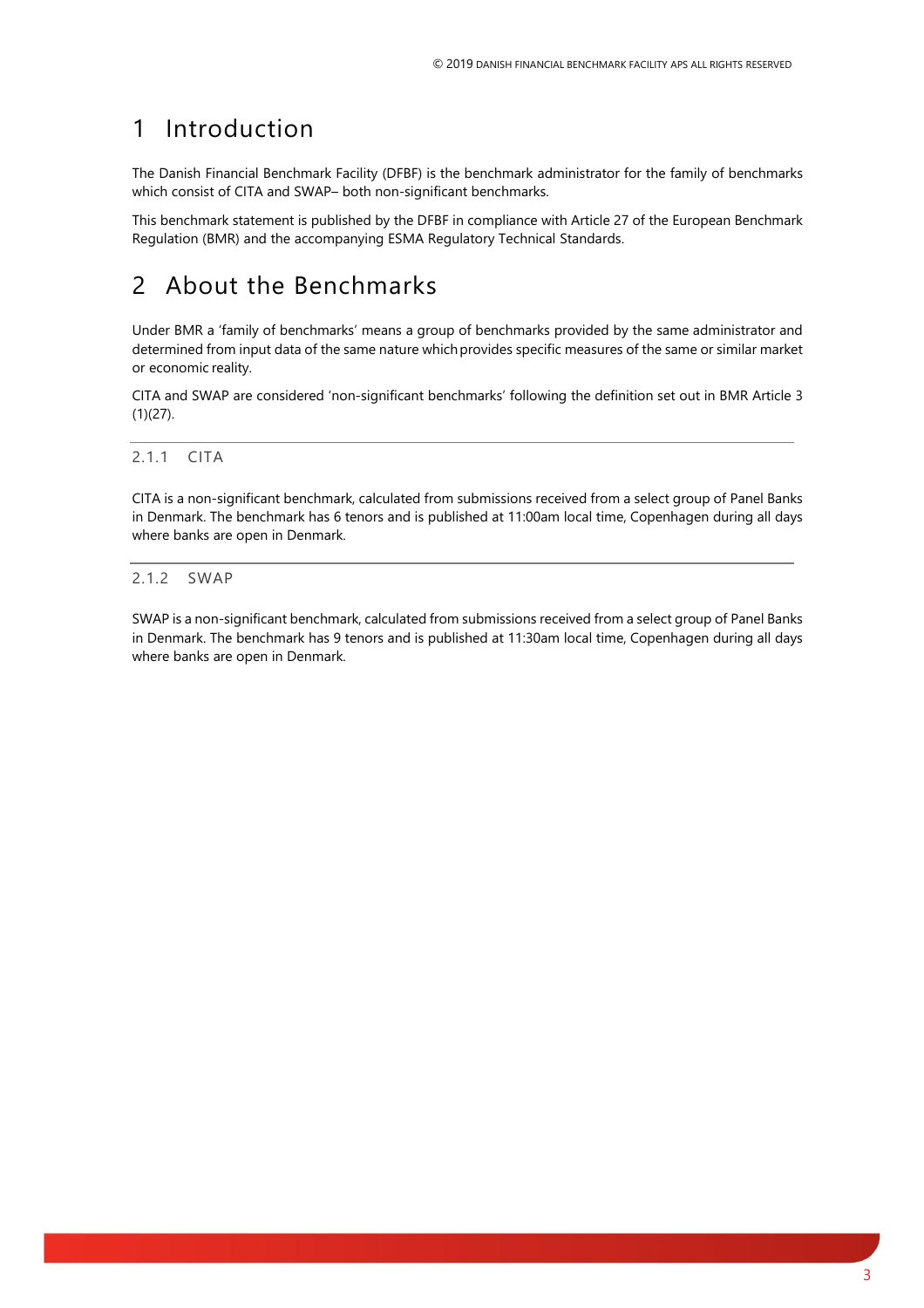# 1 Introduction

The Danish Financial Benchmark Facility (DFBF) is the benchmark administrator for the family of benchmarks which consist of CITA and SWAP– both non-significant benchmarks.

This benchmark statement is published by the DFBF in compliance with Article 27 of the European Benchmark Regulation (BMR) and the accompanying ESMA Regulatory Technical Standards.

# 2 About the Benchmarks

Under BMR a 'family of benchmarks' means a group of benchmarks provided by the same administrator and determined from input data of the same nature which provides specific measures of the same or similar market or economic reality.

CITA and SWAP are considered 'non-significant benchmarks' following the definition set out in BMR Article 3 (1)(27).

### 2.1.1 CITA

CITA is a non-significant benchmark, calculated from submissions received from a select group of Panel Banks in Denmark. The benchmark has 6 tenors and is published at 11:00am local time, Copenhagen during all days where banks are open in Denmark.

### 2.1.2 SWAP

SWAP is a non-significant benchmark, calculated from submissions received from a select group of Panel Banks in Denmark. The benchmark has 9 tenors and is published at 11:30am local time, Copenhagen during all days where banks are open in Denmark.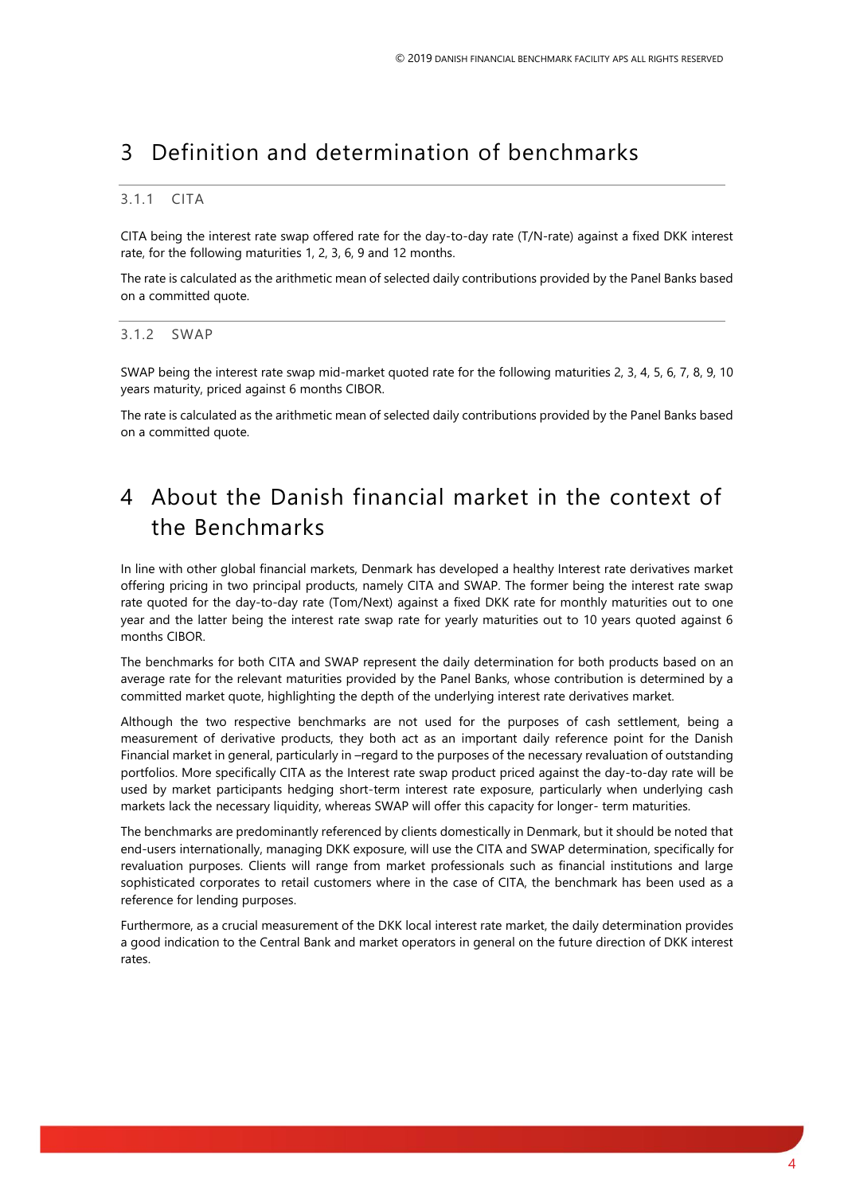# 3 Definition and determination of benchmarks

### 3.1.1 CITA

CITA being the interest rate swap offered rate for the day-to-day rate (T/N-rate) against a fixed DKK interest rate, for the following maturities 1, 2, 3, 6, 9 and 12 months.

The rate is calculated as the arithmetic mean of selected daily contributions provided by the Panel Banks based on a committed quote.

### 3.1.2 SWAP

SWAP being the interest rate swap mid-market quoted rate for the following maturities 2, 3, 4, 5, 6, 7, 8, 9, 10 years maturity, priced against 6 months CIBOR.

The rate is calculated as the arithmetic mean of selected daily contributions provided by the Panel Banks based on a committed quote.

# 4 About the Danish financial market in the context of the Benchmarks

In line with other global financial markets, Denmark has developed a healthy Interest rate derivatives market offering pricing in two principal products, namely CITA and SWAP. The former being the interest rate swap rate quoted for the day-to-day rate (Tom/Next) against a fixed DKK rate for monthly maturities out to one year and the latter being the interest rate swap rate for yearly maturities out to 10 years quoted against 6 months CIBOR.

The benchmarks for both CITA and SWAP represent the daily determination for both products based on an average rate for the relevant maturities provided by the Panel Banks, whose contribution is determined by a committed market quote, highlighting the depth of the underlying interest rate derivatives market.

Although the two respective benchmarks are not used for the purposes of cash settlement, being a measurement of derivative products, they both act as an important daily reference point for the Danish Financial market in general, particularly in –regard to the purposes of the necessary revaluation of outstanding portfolios. More specifically CITA as the Interest rate swap product priced against the day-to-day rate will be used by market participants hedging short-term interest rate exposure, particularly when underlying cash markets lack the necessary liquidity, whereas SWAP will offer this capacity for longer- term maturities.

The benchmarks are predominantly referenced by clients domestically in Denmark, but it should be noted that end-users internationally, managing DKK exposure, will use the CITA and SWAP determination, specifically for revaluation purposes. Clients will range from market professionals such as financial institutions and large sophisticated corporates to retail customers where in the case of CITA, the benchmark has been used as a reference for lending purposes.

Furthermore, as a crucial measurement of the DKK local interest rate market, the daily determination provides a good indication to the Central Bank and market operators in general on the future direction of DKK interest rates.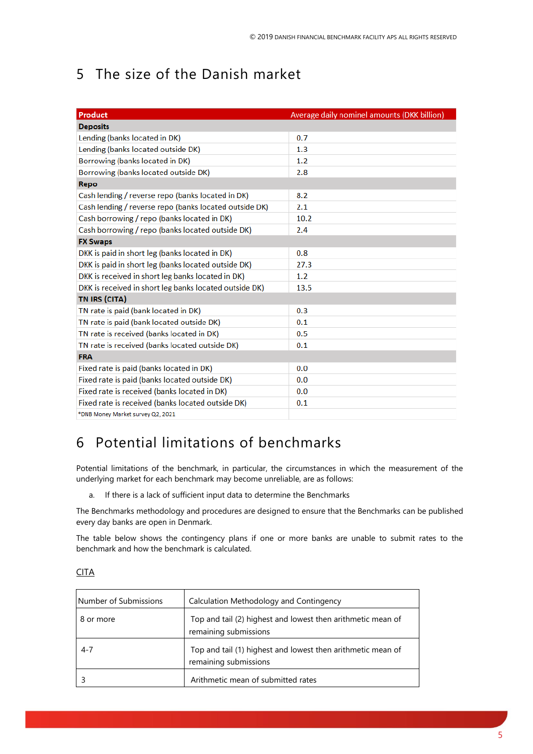## 5 The size of the Danish market

| Product | Average daily nominel amounts (DKK billion) |
|---|---|
| **Deposits** | |
| Lending (banks located in DK) | 0.7 |
| Lending (banks located outside DK) | 1.3 |
| Borrowing (banks located in DK) | 1.2 |
| Borrowing (banks located outside DK) | 2.8 |
| **Repo** | |
| Cash lending / reverse repo (banks located in DK) | 8.2 |
| Cash lending / reverse repo (banks located outside DK) | 2.1 |
| Cash borrowing / repo (banks located in DK) | 10.2 |
| Cash borrowing / repo (banks located outside DK) | 2.4 |
| **FX Swaps** | |
| DKK is paid in short leg (banks located in DK) | 0.8 |
| DKK is paid in short leg (banks located outside DK) | 27.3 |
| DKK is received in short leg banks located in DK) | 1.2 |
| DKK is received in short leg banks located outside DK) | 13.5 |
| **TN IRS (CITA)** | |
| TN rate is paid (bank located in DK) | 0.3 |
| TN rate is paid (bank located outside DK) | 0.1 |
| TN rate is received (banks located in DK) | 0.5 |
| TN rate is received (banks located outside DK) | 0.1 |
| **FRA** | |
| Fixed rate is paid (banks located in DK) | 0.0 |
| Fixed rate is paid (banks located outside DK) | 0.0 |
| Fixed rate is received (banks located in DK) | 0.0 |
| Fixed rate is received (banks located outside DK) | 0.1 |
| *DNB Money Market survey Q2, 2021 | |

## 6 Potential limitations of benchmarks

Potential limitations of the benchmark, in particular, the circumstances in which the measurement of the underlying market for each benchmark may become unreliable, are as follows:

a. If there is a lack of sufficient input data to determine the Benchmarks

The Benchmarks methodology and procedures are designed to ensure that the Benchmarks can be published every day banks are open in Denmark.

The table below shows the contingency plans if one or more banks are unable to submit rates to the benchmark and how the benchmark is calculated.

CITA

| Number of Submissions | Calculation Methodology and Contingency |
|---|---|
| 8 or more | Top and tail (2) highest and lowest then arithmetic mean of remaining submissions |
| 4-7 | Top and tail (1) highest and lowest then arithmetic mean of remaining submissions |
| 3 | Arithmetic mean of submitted rates |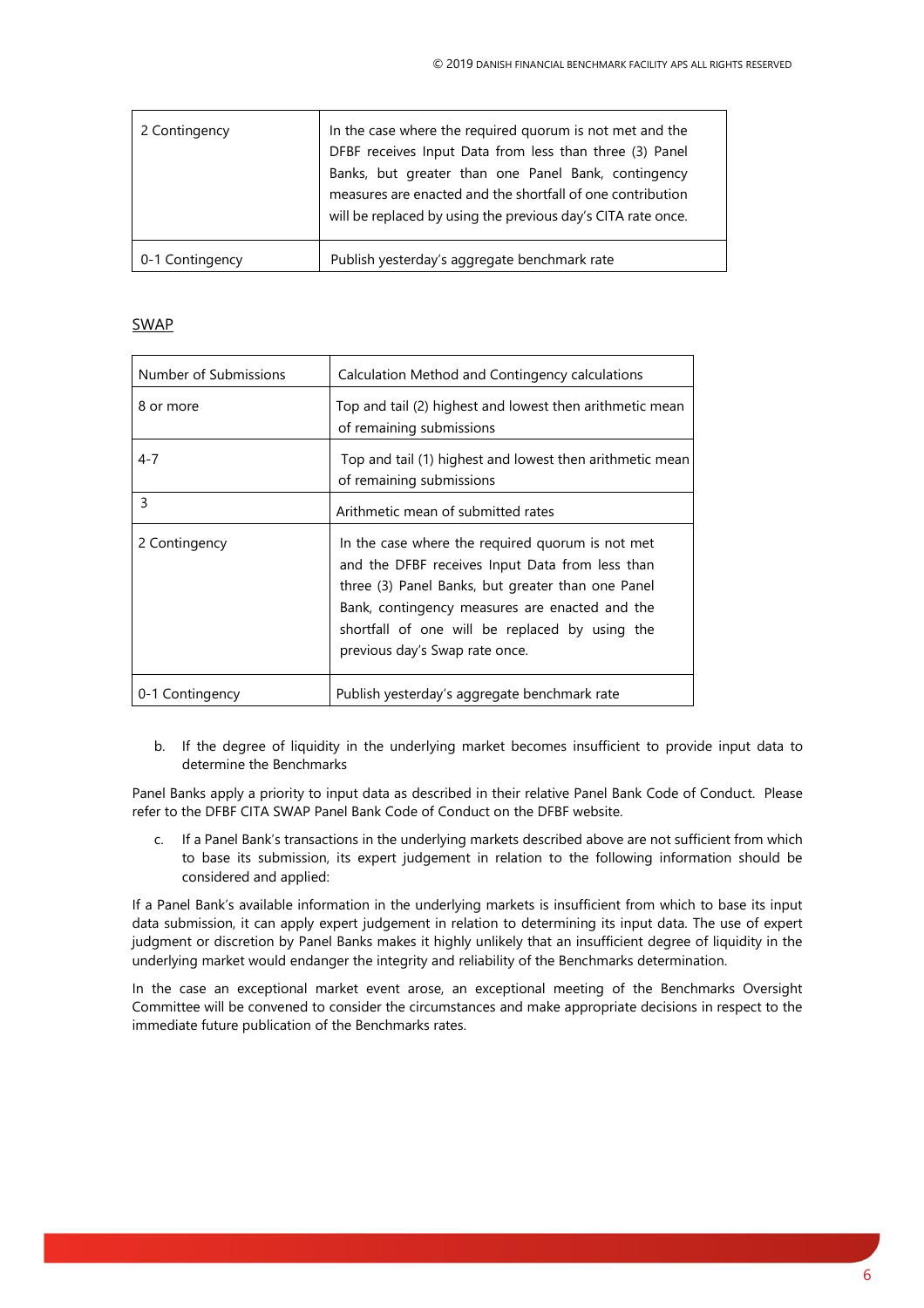| 2 Contingency | In the case where the required quorum is not met and the DFBF receives Input Data from less than three (3) Panel Banks, but greater than one Panel Bank, contingency measures are enacted and the shortfall of one contribution will be replaced by using the previous day's CITA rate once. |
|---|---|
| 0-1 Contingency | Publish yesterday's aggregate benchmark rate |

<u>SWAP</u>

| Number of Submissions | Calculation Method and Contingency calculations |
|---|---|
| 8 or more | Top and tail (2) highest and lowest then arithmetic mean of remaining submissions |
| 4-7 | Top and tail (1) highest and lowest then arithmetic mean of remaining submissions |
| 3 | Arithmetic mean of submitted rates |
| 2 Contingency | In the case where the required quorum is not met and the DFBF receives Input Data from less than three (3) Panel Banks, but greater than one Panel Bank, contingency measures are enacted and the shortfall of one will be replaced by using the previous day's Swap rate once. |
| 0-1 Contingency | Publish yesterday's aggregate benchmark rate |

b. If the degree of liquidity in the underlying market becomes insufficient to provide input data to determine the Benchmarks

Panel Banks apply a priority to input data as described in their relative Panel Bank Code of Conduct. Please refer to the DFBF CITA SWAP Panel Bank Code of Conduct on the DFBF website.

c. If a Panel Bank's transactions in the underlying markets described above are not sufficient from which to base its submission, its expert judgement in relation to the following information should be considered and applied:

If a Panel Bank's available information in the underlying markets is insufficient from which to base its input data submission, it can apply expert judgement in relation to determining its input data. The use of expert judgment or discretion by Panel Banks makes it highly unlikely that an insufficient degree of liquidity in the underlying market would endanger the integrity and reliability of the Benchmarks determination.

In the case an exceptional market event arose, an exceptional meeting of the Benchmarks Oversight Committee will be convened to consider the circumstances and make appropriate decisions in respect to the immediate future publication of the Benchmarks rates.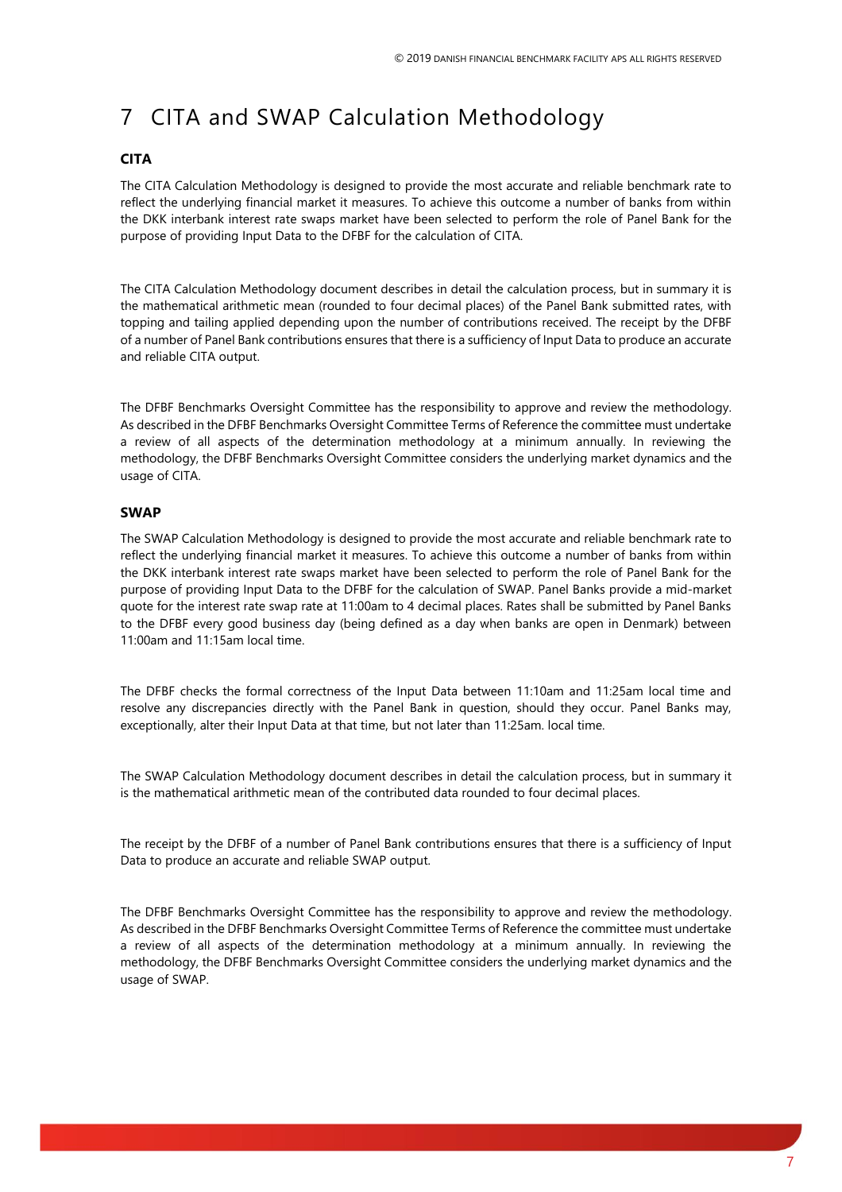# 7 CITA and SWAP Calculation Methodology

### CITA

The CITA Calculation Methodology is designed to provide the most accurate and reliable benchmark rate to reflect the underlying financial market it measures. To achieve this outcome a number of banks from within the DKK interbank interest rate swaps market have been selected to perform the role of Panel Bank for the purpose of providing Input Data to the DFBF for the calculation of CITA.

The CITA Calculation Methodology document describes in detail the calculation process, but in summary it is the mathematical arithmetic mean (rounded to four decimal places) of the Panel Bank submitted rates, with topping and tailing applied depending upon the number of contributions received. The receipt by the DFBF of a number of Panel Bank contributions ensures that there is a sufficiency of Input Data to produce an accurate and reliable CITA output.

The DFBF Benchmarks Oversight Committee has the responsibility to approve and review the methodology. As described in the DFBF Benchmarks Oversight Committee Terms of Reference the committee must undertake a review of all aspects of the determination methodology at a minimum annually. In reviewing the methodology, the DFBF Benchmarks Oversight Committee considers the underlying market dynamics and the usage of CITA.

### SWAP

The SWAP Calculation Methodology is designed to provide the most accurate and reliable benchmark rate to reflect the underlying financial market it measures. To achieve this outcome a number of banks from within the DKK interbank interest rate swaps market have been selected to perform the role of Panel Bank for the purpose of providing Input Data to the DFBF for the calculation of SWAP. Panel Banks provide a mid-market quote for the interest rate swap rate at 11:00am to 4 decimal places. Rates shall be submitted by Panel Banks to the DFBF every good business day (being defined as a day when banks are open in Denmark) between 11:00am and 11:15am local time.

The DFBF checks the formal correctness of the Input Data between 11:10am and 11:25am local time and resolve any discrepancies directly with the Panel Bank in question, should they occur. Panel Banks may, exceptionally, alter their Input Data at that time, but not later than 11:25am. local time.

The SWAP Calculation Methodology document describes in detail the calculation process, but in summary it is the mathematical arithmetic mean of the contributed data rounded to four decimal places.

The receipt by the DFBF of a number of Panel Bank contributions ensures that there is a sufficiency of Input Data to produce an accurate and reliable SWAP output.

The DFBF Benchmarks Oversight Committee has the responsibility to approve and review the methodology. As described in the DFBF Benchmarks Oversight Committee Terms of Reference the committee must undertake a review of all aspects of the determination methodology at a minimum annually. In reviewing the methodology, the DFBF Benchmarks Oversight Committee considers the underlying market dynamics and the usage of SWAP.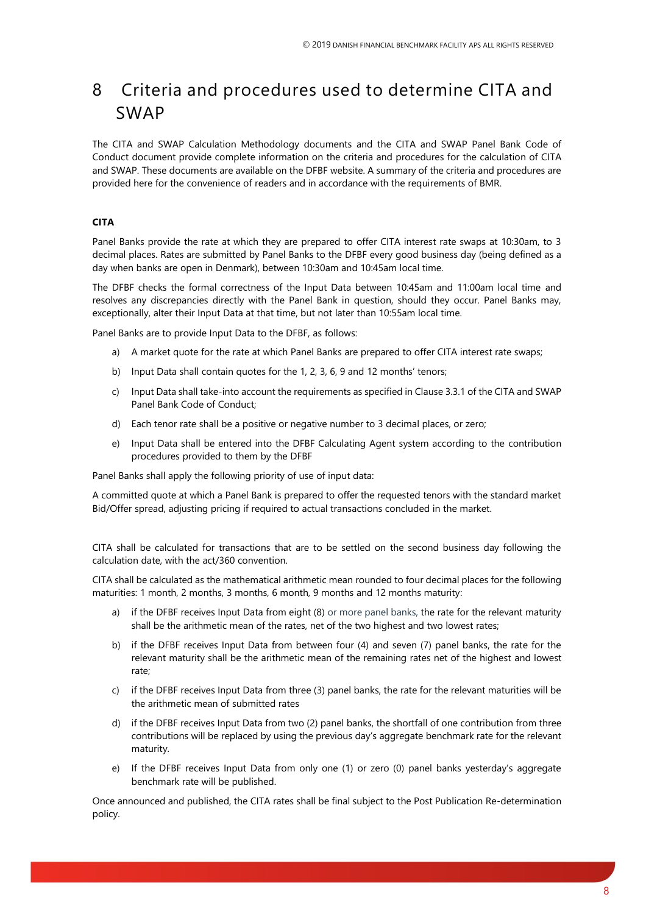# 8 Criteria and procedures used to determine CITA and SWAP

The CITA and SWAP Calculation Methodology documents and the CITA and SWAP Panel Bank Code of Conduct document provide complete information on the criteria and procedures for the calculation of CITA and SWAP. These documents are available on the DFBF website. A summary of the criteria and procedures are provided here for the convenience of readers and in accordance with the requirements of BMR.

**CITA**

Panel Banks provide the rate at which they are prepared to offer CITA interest rate swaps at 10:30am, to 3 decimal places. Rates are submitted by Panel Banks to the DFBF every good business day (being defined as a day when banks are open in Denmark), between 10:30am and 10:45am local time.

The DFBF checks the formal correctness of the Input Data between 10:45am and 11:00am local time and resolves any discrepancies directly with the Panel Bank in question, should they occur. Panel Banks may, exceptionally, alter their Input Data at that time, but not later than 10:55am local time.

Panel Banks are to provide Input Data to the DFBF, as follows:

a) A market quote for the rate at which Panel Banks are prepared to offer CITA interest rate swaps;

b) Input Data shall contain quotes for the 1, 2, 3, 6, 9 and 12 months' tenors;

c) Input Data shall take-into account the requirements as specified in Clause 3.3.1 of the CITA and SWAP Panel Bank Code of Conduct;

d) Each tenor rate shall be a positive or negative number to 3 decimal places, or zero;

e) Input Data shall be entered into the DFBF Calculating Agent system according to the contribution procedures provided to them by the DFBF

Panel Banks shall apply the following priority of use of input data:

A committed quote at which a Panel Bank is prepared to offer the requested tenors with the standard market Bid/Offer spread, adjusting pricing if required to actual transactions concluded in the market.

CITA shall be calculated for transactions that are to be settled on the second business day following the calculation date, with the act/360 convention.

CITA shall be calculated as the mathematical arithmetic mean rounded to four decimal places for the following maturities: 1 month, 2 months, 3 months, 6 month, 9 months and 12 months maturity:

a) if the DFBF receives Input Data from eight (8) or more panel banks, the rate for the relevant maturity shall be the arithmetic mean of the rates, net of the two highest and two lowest rates;

b) if the DFBF receives Input Data from between four (4) and seven (7) panel banks, the rate for the relevant maturity shall be the arithmetic mean of the remaining rates net of the highest and lowest rate;

c) if the DFBF receives Input Data from three (3) panel banks, the rate for the relevant maturities will be the arithmetic mean of submitted rates

d) if the DFBF receives Input Data from two (2) panel banks, the shortfall of one contribution from three contributions will be replaced by using the previous day's aggregate benchmark rate for the relevant maturity.

e) If the DFBF receives Input Data from only one (1) or zero (0) panel banks yesterday's aggregate benchmark rate will be published.

Once announced and published, the CITA rates shall be final subject to the Post Publication Re-determination policy.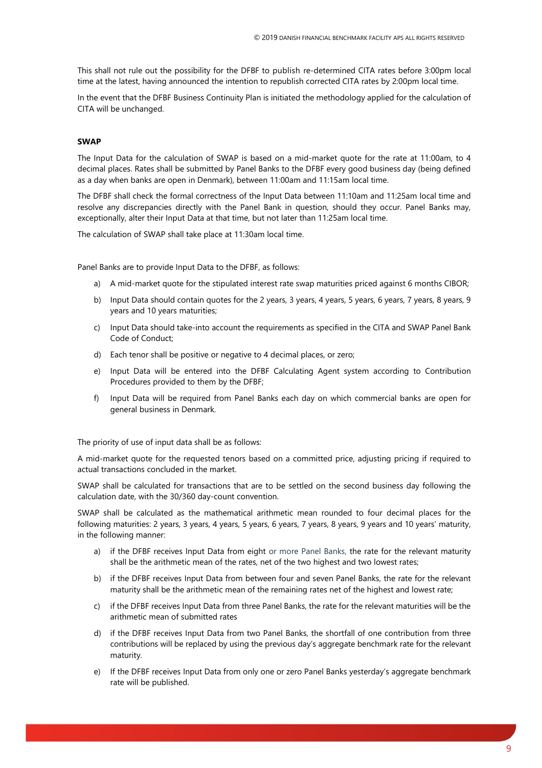This shall not rule out the possibility for the DFBF to publish re-determined CITA rates before 3:00pm local time at the latest, having announced the intention to republish corrected CITA rates by 2:00pm local time.

In the event that the DFBF Business Continuity Plan is initiated the methodology applied for the calculation of CITA will be unchanged.

**SWAP**

The Input Data for the calculation of SWAP is based on a mid-market quote for the rate at 11:00am, to 4 decimal places. Rates shall be submitted by Panel Banks to the DFBF every good business day (being defined as a day when banks are open in Denmark), between 11:00am and 11:15am local time.

The DFBF shall check the formal correctness of the Input Data between 11:10am and 11:25am local time and resolve any discrepancies directly with the Panel Bank in question, should they occur. Panel Banks may, exceptionally, alter their Input Data at that time, but not later than 11:25am local time.

The calculation of SWAP shall take place at 11:30am local time.

Panel Banks are to provide Input Data to the DFBF, as follows:

a) A mid-market quote for the stipulated interest rate swap maturities priced against 6 months CIBOR;

b) Input Data should contain quotes for the 2 years, 3 years, 4 years, 5 years, 6 years, 7 years, 8 years, 9 years and 10 years maturities;

c) Input Data should take-into account the requirements as specified in the CITA and SWAP Panel Bank Code of Conduct;

d) Each tenor shall be positive or negative to 4 decimal places, or zero;

e) Input Data will be entered into the DFBF Calculating Agent system according to Contribution Procedures provided to them by the DFBF;

f) Input Data will be required from Panel Banks each day on which commercial banks are open for general business in Denmark.

The priority of use of input data shall be as follows:

A mid-market quote for the requested tenors based on a committed price, adjusting pricing if required to actual transactions concluded in the market.

SWAP shall be calculated for transactions that are to be settled on the second business day following the calculation date, with the 30/360 day-count convention.

SWAP shall be calculated as the mathematical arithmetic mean rounded to four decimal places for the following maturities: 2 years, 3 years, 4 years, 5 years, 6 years, 7 years, 8 years, 9 years and 10 years' maturity, in the following manner:

a) if the DFBF receives Input Data from eight or more Panel Banks, the rate for the relevant maturity shall be the arithmetic mean of the rates, net of the two highest and two lowest rates;

b) if the DFBF receives Input Data from between four and seven Panel Banks, the rate for the relevant maturity shall be the arithmetic mean of the remaining rates net of the highest and lowest rate;

c) if the DFBF receives Input Data from three Panel Banks, the rate for the relevant maturities will be the arithmetic mean of submitted rates

d) if the DFBF receives Input Data from two Panel Banks, the shortfall of one contribution from three contributions will be replaced by using the previous day's aggregate benchmark rate for the relevant maturity.

e) If the DFBF receives Input Data from only one or zero Panel Banks yesterday's aggregate benchmark rate will be published.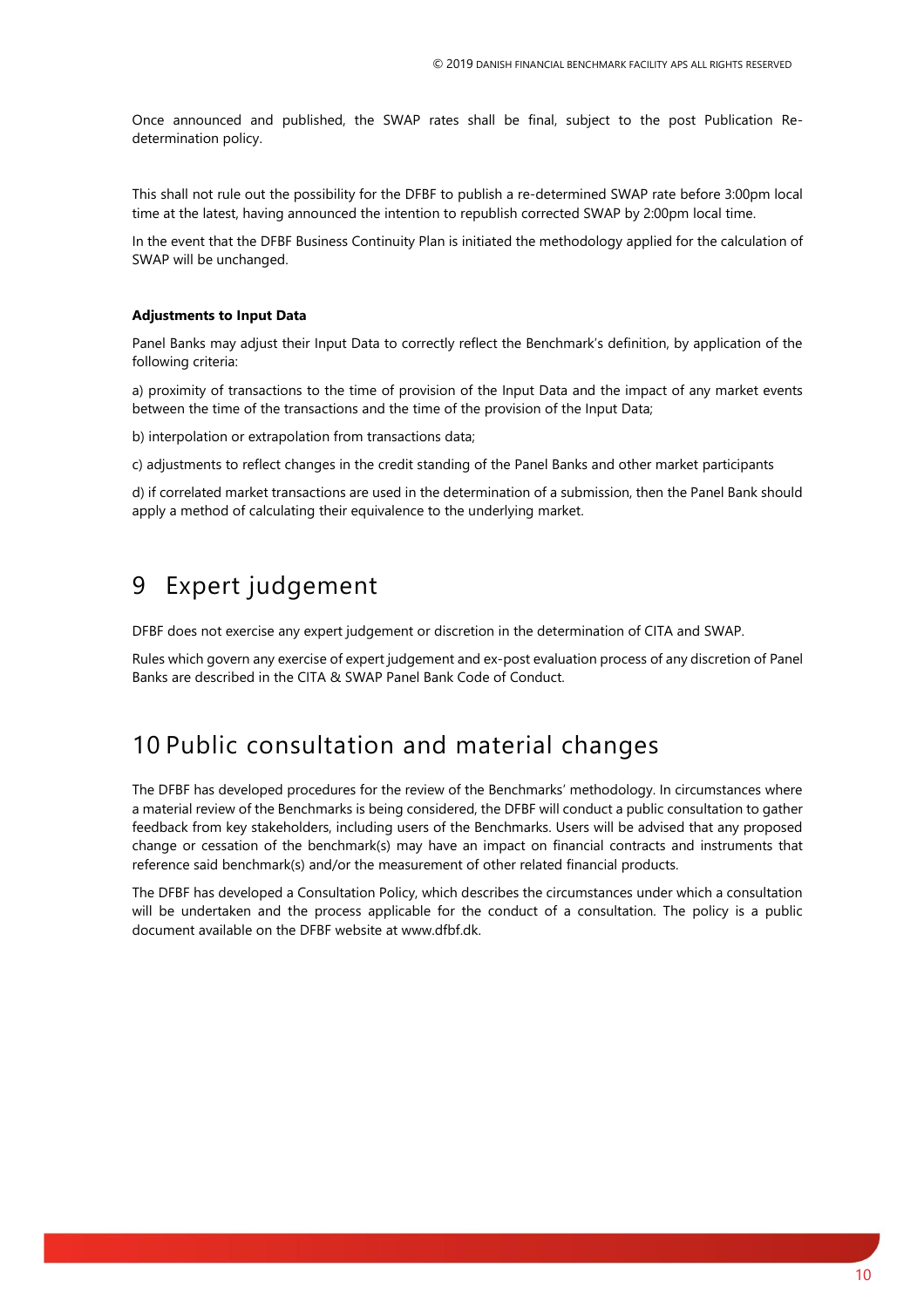Once announced and published, the SWAP rates shall be final, subject to the post Publication Re-determination policy.

This shall not rule out the possibility for the DFBF to publish a re-determined SWAP rate before 3:00pm local time at the latest, having announced the intention to republish corrected SWAP by 2:00pm local time.

In the event that the DFBF Business Continuity Plan is initiated the methodology applied for the calculation of SWAP will be unchanged.

**Adjustments to Input Data**

Panel Banks may adjust their Input Data to correctly reflect the Benchmark's definition, by application of the following criteria:

a) proximity of transactions to the time of provision of the Input Data and the impact of any market events between the time of the transactions and the time of the provision of the Input Data;

b) interpolation or extrapolation from transactions data;

c) adjustments to reflect changes in the credit standing of the Panel Banks and other market participants

d) if correlated market transactions are used in the determination of a submission, then the Panel Bank should apply a method of calculating their equivalence to the underlying market.

# 9 Expert judgement

DFBF does not exercise any expert judgement or discretion in the determination of CITA and SWAP.

Rules which govern any exercise of expert judgement and ex-post evaluation process of any discretion of Panel Banks are described in the CITA & SWAP Panel Bank Code of Conduct.

# 10 Public consultation and material changes

The DFBF has developed procedures for the review of the Benchmarks' methodology. In circumstances where a material review of the Benchmarks is being considered, the DFBF will conduct a public consultation to gather feedback from key stakeholders, including users of the Benchmarks. Users will be advised that any proposed change or cessation of the benchmark(s) may have an impact on financial contracts and instruments that reference said benchmark(s) and/or the measurement of other related financial products.

The DFBF has developed a Consultation Policy, which describes the circumstances under which a consultation will be undertaken and the process applicable for the conduct of a consultation. The policy is a public document available on the DFBF website at www.dfbf.dk.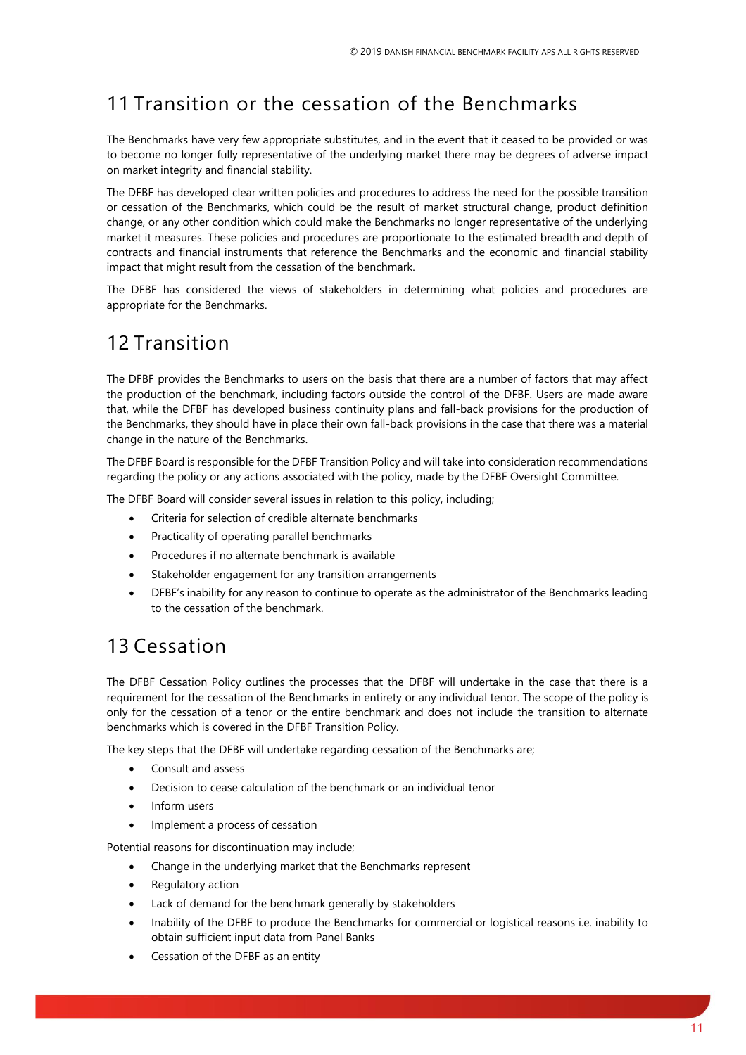# 11 Transition or the cessation of the Benchmarks

The Benchmarks have very few appropriate substitutes, and in the event that it ceased to be provided or was to become no longer fully representative of the underlying market there may be degrees of adverse impact on market integrity and financial stability.

The DFBF has developed clear written policies and procedures to address the need for the possible transition or cessation of the Benchmarks, which could be the result of market structural change, product definition change, or any other condition which could make the Benchmarks no longer representative of the underlying market it measures. These policies and procedures are proportionate to the estimated breadth and depth of contracts and financial instruments that reference the Benchmarks and the economic and financial stability impact that might result from the cessation of the benchmark.

The DFBF has considered the views of stakeholders in determining what policies and procedures are appropriate for the Benchmarks.

# 12 Transition

The DFBF provides the Benchmarks to users on the basis that there are a number of factors that may affect the production of the benchmark, including factors outside the control of the DFBF. Users are made aware that, while the DFBF has developed business continuity plans and fall-back provisions for the production of the Benchmarks, they should have in place their own fall-back provisions in the case that there was a material change in the nature of the Benchmarks.

The DFBF Board is responsible for the DFBF Transition Policy and will take into consideration recommendations regarding the policy or any actions associated with the policy, made by the DFBF Oversight Committee.

The DFBF Board will consider several issues in relation to this policy, including;

- Criteria for selection of credible alternate benchmarks
- Practicality of operating parallel benchmarks
- Procedures if no alternate benchmark is available
- Stakeholder engagement for any transition arrangements
- DFBF's inability for any reason to continue to operate as the administrator of the Benchmarks leading to the cessation of the benchmark.

# 13 Cessation

The DFBF Cessation Policy outlines the processes that the DFBF will undertake in the case that there is a requirement for the cessation of the Benchmarks in entirety or any individual tenor. The scope of the policy is only for the cessation of a tenor or the entire benchmark and does not include the transition to alternate benchmarks which is covered in the DFBF Transition Policy.

The key steps that the DFBF will undertake regarding cessation of the Benchmarks are;

- Consult and assess
- Decision to cease calculation of the benchmark or an individual tenor
- Inform users
- Implement a process of cessation

Potential reasons for discontinuation may include;

- Change in the underlying market that the Benchmarks represent
- Regulatory action
- Lack of demand for the benchmark generally by stakeholders
- Inability of the DFBF to produce the Benchmarks for commercial or logistical reasons i.e. inability to obtain sufficient input data from Panel Banks
- Cessation of the DFBF as an entity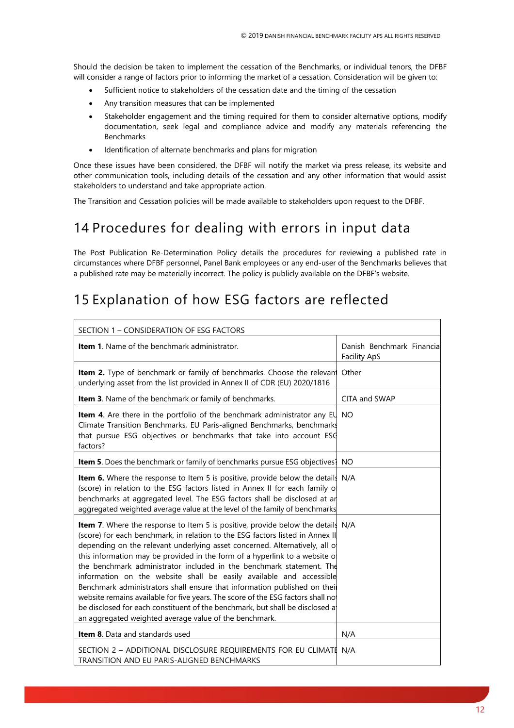Should the decision be taken to implement the cessation of the Benchmarks, or individual tenors, the DFBF will consider a range of factors prior to informing the market of a cessation. Consideration will be given to:

- Sufficient notice to stakeholders of the cessation date and the timing of the cessation
- Any transition measures that can be implemented
- Stakeholder engagement and the timing required for them to consider alternative options, modify documentation, seek legal and compliance advice and modify any materials referencing the Benchmarks
- Identification of alternate benchmarks and plans for migration

Once these issues have been considered, the DFBF will notify the market via press release, its website and other communication tools, including details of the cessation and any other information that would assist stakeholders to understand and take appropriate action.

The Transition and Cessation policies will be made available to stakeholders upon request to the DFBF.

# 14 Procedures for dealing with errors in input data

The Post Publication Re-Determination Policy details the procedures for reviewing a published rate in circumstances where DFBF personnel, Panel Bank employees or any end-user of the Benchmarks believes that a published rate may be materially incorrect. The policy is publicly available on the DFBF's website.

# 15 Explanation of how ESG factors are reflected

| SECTION 1 – CONSIDERATION OF ESG FACTORS | |
|---|---|
| **Item 1**. Name of the benchmark administrator. | Danish Benchmark Financial Facility ApS |
| **Item 2.** Type of benchmark or family of benchmarks. Choose the relevant underlying asset from the list provided in Annex II of CDR (EU) 2020/1816 | Other |
| **Item 3**. Name of the benchmark or family of benchmarks. | CITA and SWAP |
| **Item 4**. Are there in the portfolio of the benchmark administrator any EU Climate Transition Benchmarks, EU Paris-aligned Benchmarks, benchmarks that pursue ESG objectives or benchmarks that take into account ESG factors? | NO |
| **Item 5**. Does the benchmark or family of benchmarks pursue ESG objectives? | NO |
| **Item 6.** Where the response to Item 5 is positive, provide below the details (score) in relation to the ESG factors listed in Annex II for each family of benchmarks at aggregated level. The ESG factors shall be disclosed at an aggregated weighted average value at the level of the family of benchmarks | N/A |
| **Item 7**. Where the response to Item 5 is positive, provide below the details (score) for each benchmark, in relation to the ESG factors listed in Annex II depending on the relevant underlying asset concerned. Alternatively, all of this information may be provided in the form of a hyperlink to a website of the benchmark administrator included in the benchmark statement. The information on the website shall be easily available and accessible. Benchmark administrators shall ensure that information published on their website remains available for five years. The score of the ESG factors shall not be disclosed for each constituent of the benchmark, but shall be disclosed at an aggregated weighted average value of the benchmark. | N/A |
| **Item 8**. Data and standards used | N/A |
| SECTION 2 – ADDITIONAL DISCLOSURE REQUIREMENTS FOR EU CLIMATE TRANSITION AND EU PARIS-ALIGNED BENCHMARKS | N/A |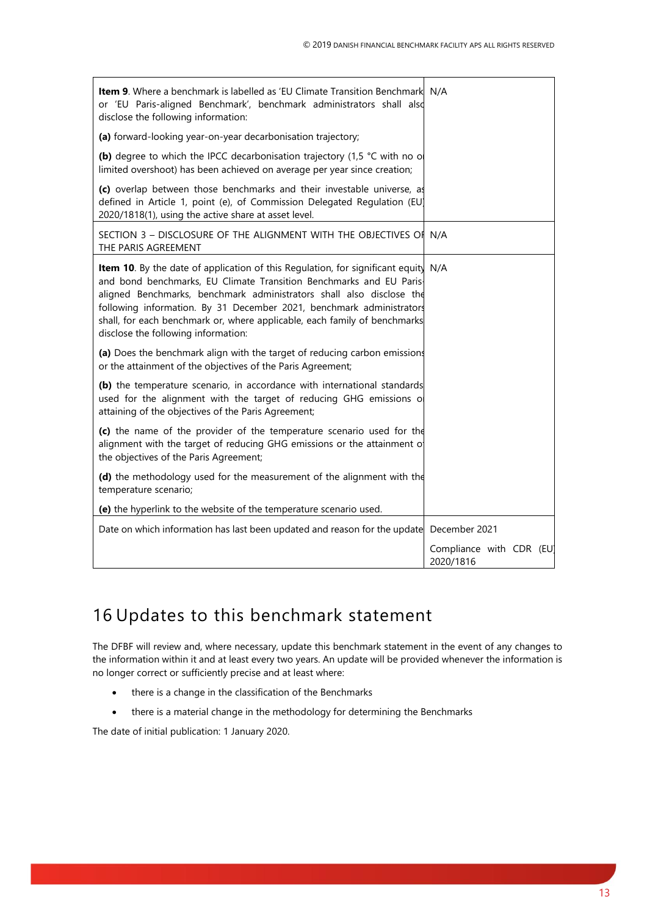| | |
|---|---|
| **Item 9**. Where a benchmark is labelled as 'EU Climate Transition Benchmark or 'EU Paris-aligned Benchmark', benchmark administrators shall also disclose the following information:<br><br>**(a)** forward-looking year-on-year decarbonisation trajectory;<br><br>**(b)** degree to which the IPCC decarbonisation trajectory (1,5 °C with no or limited overshoot) has been achieved on average per year since creation;<br><br>**(c)** overlap between those benchmarks and their investable universe, as defined in Article 1, point (e), of Commission Delegated Regulation (EU) 2020/1818(1), using the active share at asset level. | N/A |
| SECTION 3 – DISCLOSURE OF THE ALIGNMENT WITH THE OBJECTIVES OF THE PARIS AGREEMENT | N/A |
| **Item 10**. By the date of application of this Regulation, for significant equity and bond benchmarks, EU Climate Transition Benchmarks and EU Paris-aligned Benchmarks, benchmark administrators shall also disclose the following information. By 31 December 2021, benchmark administrators shall, for each benchmark or, where applicable, each family of benchmarks disclose the following information:<br><br>**(a)** Does the benchmark align with the target of reducing carbon emissions or the attainment of the objectives of the Paris Agreement;<br><br>**(b)** the temperature scenario, in accordance with international standards used for the alignment with the target of reducing GHG emissions or attaining of the objectives of the Paris Agreement;<br><br>**(c)** the name of the provider of the temperature scenario used for the alignment with the target of reducing GHG emissions or the attainment of the objectives of the Paris Agreement;<br><br>**(d)** the methodology used for the measurement of the alignment with the temperature scenario;<br><br>**(e)** the hyperlink to the website of the temperature scenario used. | N/A |
| Date on which information has last been updated and reason for the update | December 2021<br><br>Compliance with CDR (EU) 2020/1816 |

# 16 Updates to this benchmark statement

The DFBF will review and, where necessary, update this benchmark statement in the event of any changes to the information within it and at least every two years. An update will be provided whenever the information is no longer correct or sufficiently precise and at least where:

- there is a change in the classification of the Benchmarks
- there is a material change in the methodology for determining the Benchmarks

The date of initial publication: 1 January 2020.